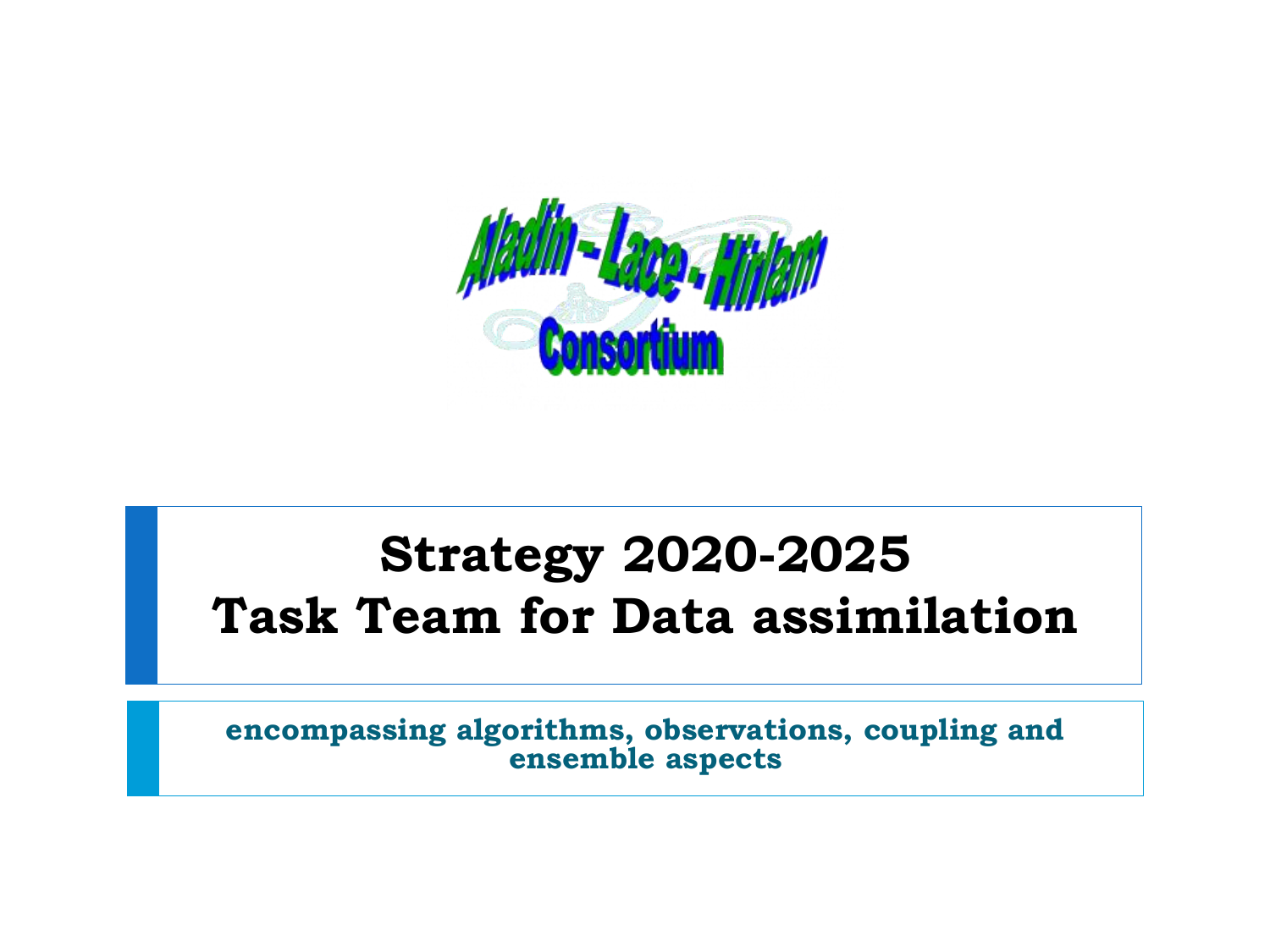Aladin - Lace - Hirlam
Consortium

# Strategy 2020-2025
# Task Team for Data assimilation

**encompassing algorithms, observations, coupling and ensemble aspects**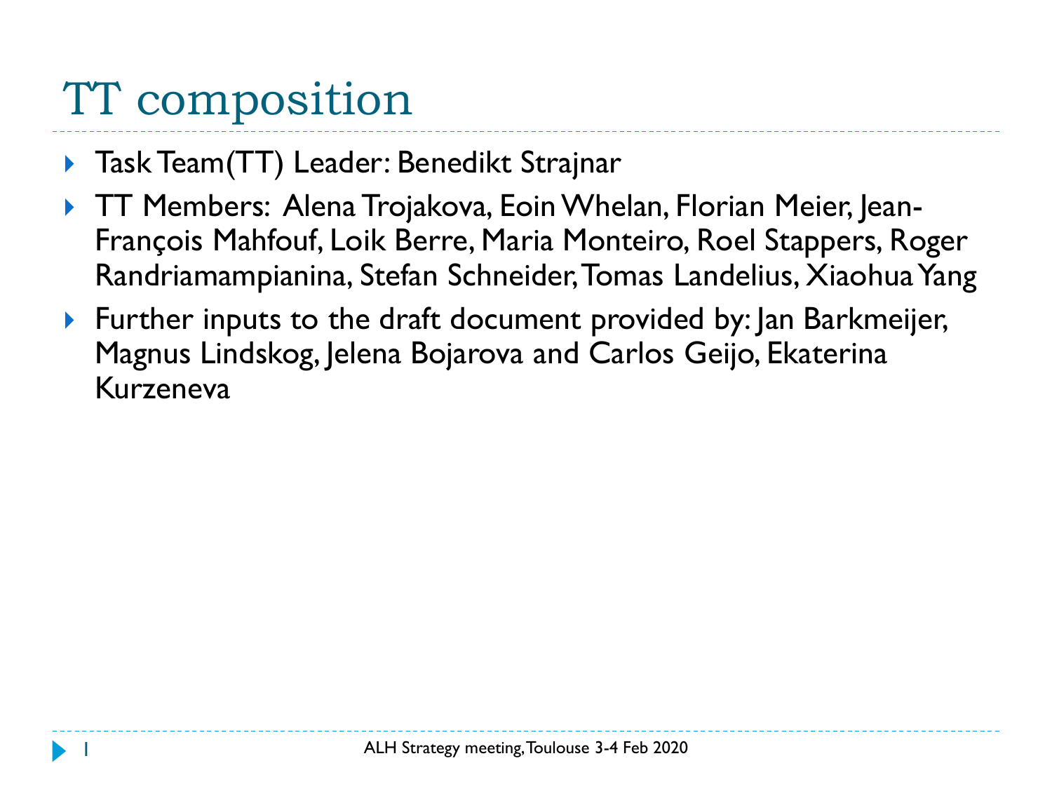# TT composition

- Task Team(TT) Leader: Benedikt Strajnar
- TT Members: Alena Trojakova, Eoin Whelan, Florian Meier, Jean-François Mahfouf, Loik Berre, Maria Monteiro, Roel Stappers, Roger Randriamampianina, Stefan Schneider, Tomas Landelius, Xiaohua Yang
- Further inputs to the draft document provided by: Jan Barkmeijer, Magnus Lindskog, Jelena Bojarova and Carlos Geijo, Ekaterina Kurzeneva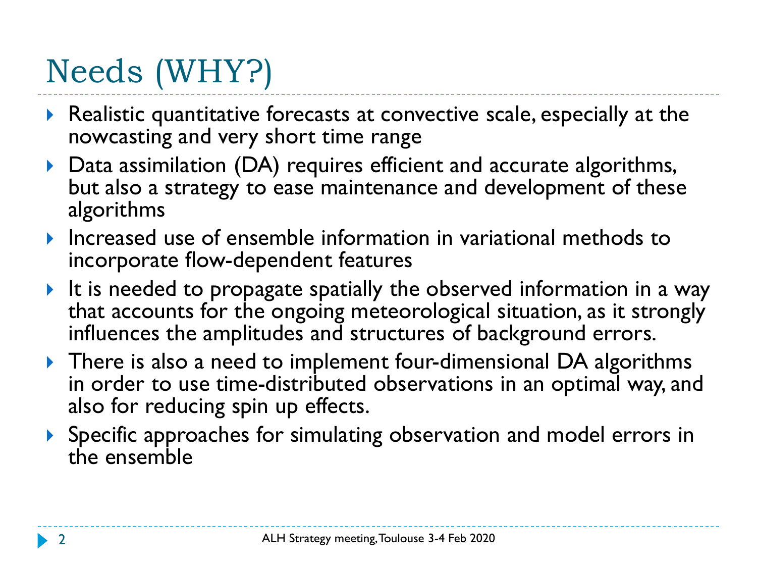# Needs (WHY?)

- Realistic quantitative forecasts at convective scale, especially at the nowcasting and very short time range
- Data assimilation (DA) requires efficient and accurate algorithms, but also a strategy to ease maintenance and development of these algorithms
- Increased use of ensemble information in variational methods to incorporate flow-dependent features
- It is needed to propagate spatially the observed information in a way that accounts for the ongoing meteorological situation, as it strongly influences the amplitudes and structures of background errors.
- There is also a need to implement four-dimensional DA algorithms in order to use time-distributed observations in an optimal way, and also for reducing spin up effects.
- Specific approaches for simulating observation and model errors in the ensemble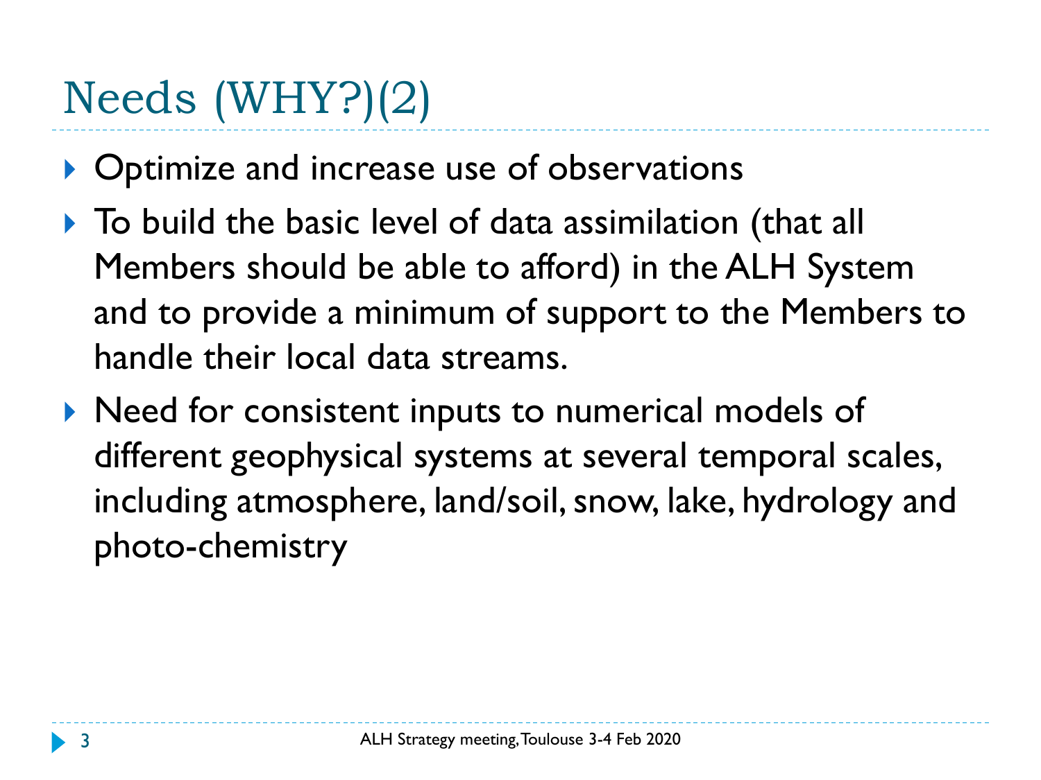# Needs (WHY?)(2)

- Optimize and increase use of observations
- To build the basic level of data assimilation (that all Members should be able to afford) in the ALH System and to provide a minimum of support to the Members to handle their local data streams.
- Need for consistent inputs to numerical models of different geophysical systems at several temporal scales, including atmosphere, land/soil, snow, lake, hydrology and photo-chemistry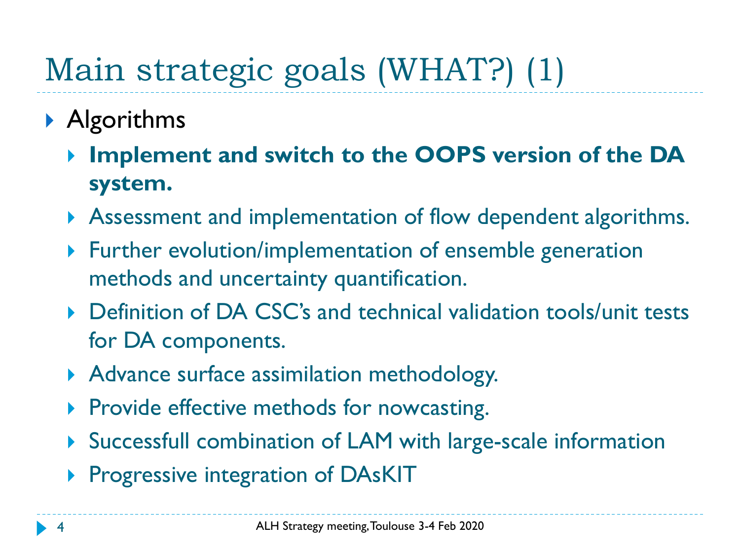# Main strategic goals (WHAT?) (1)

- Algorithms
  - **Implement and switch to the OOPS version of the DA system.**
  - Assessment and implementation of flow dependent algorithms.
  - Further evolution/implementation of ensemble generation methods and uncertainty quantification.
  - Definition of DA CSC's and technical validation tools/unit tests for DA components.
  - Advance surface assimilation methodology.
  - Provide effective methods for nowcasting.
  - Successfull combination of LAM with large-scale information
  - Progressive integration of DAsKIT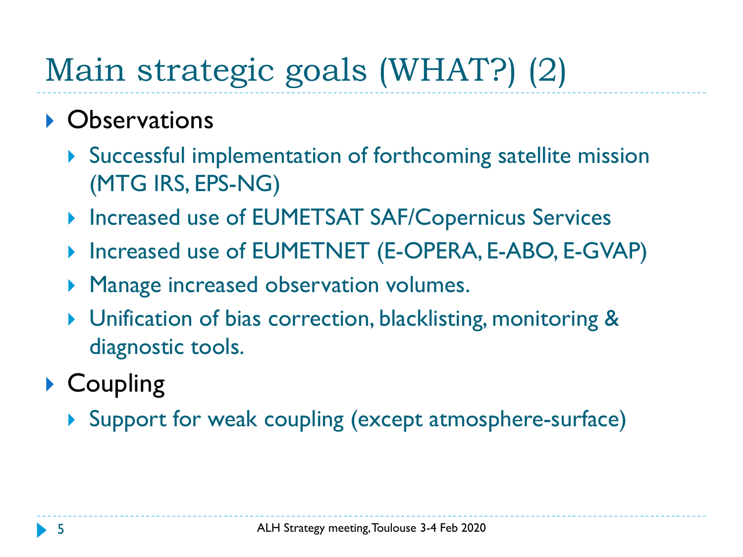# Main strategic goals (WHAT?) (2)

- Observations
  - Successful implementation of forthcoming satellite mission (MTG IRS, EPS-NG)
  - Increased use of EUMETSAT SAF/Copernicus Services
  - Increased use of EUMETNET (E-OPERA, E-ABO, E-GVAP)
  - Manage increased observation volumes.
  - Unification of bias correction, blacklisting, monitoring & diagnostic tools.
- Coupling
  - Support for weak coupling (except atmosphere-surface)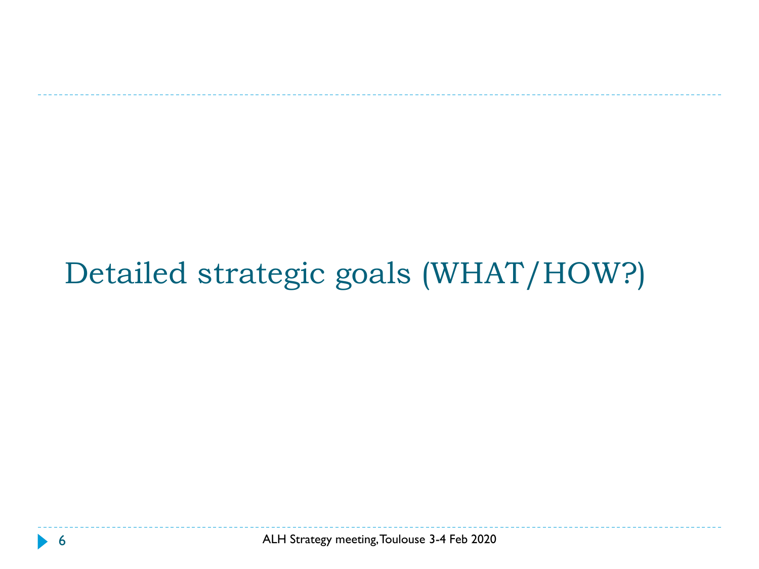# Detailed strategic goals (WHAT/HOW?)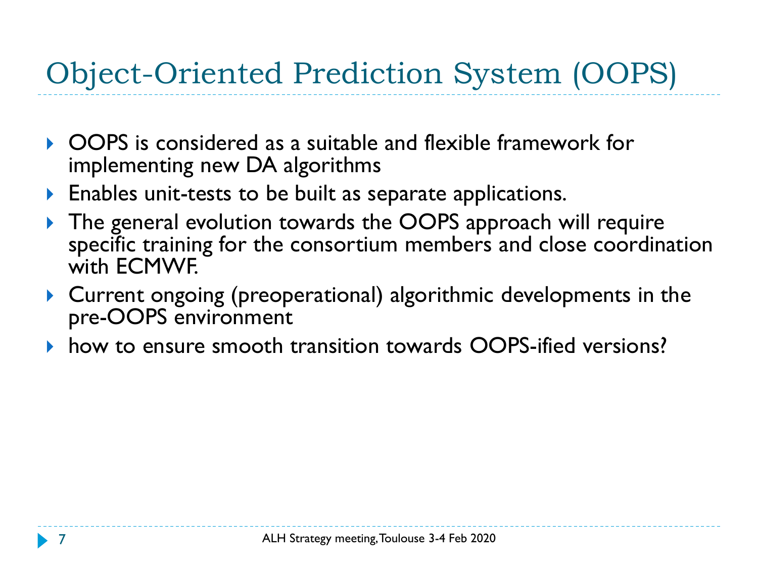# Object-Oriented Prediction System (OOPS)

- OOPS is considered as a suitable and flexible framework for implementing new DA algorithms
- Enables unit-tests to be built as separate applications.
- The general evolution towards the OOPS approach will require specific training for the consortium members and close coordination with ECMWF.
- Current ongoing (preoperational) algorithmic developments in the pre-OOPS environment
- how to ensure smooth transition towards OOPS-ified versions?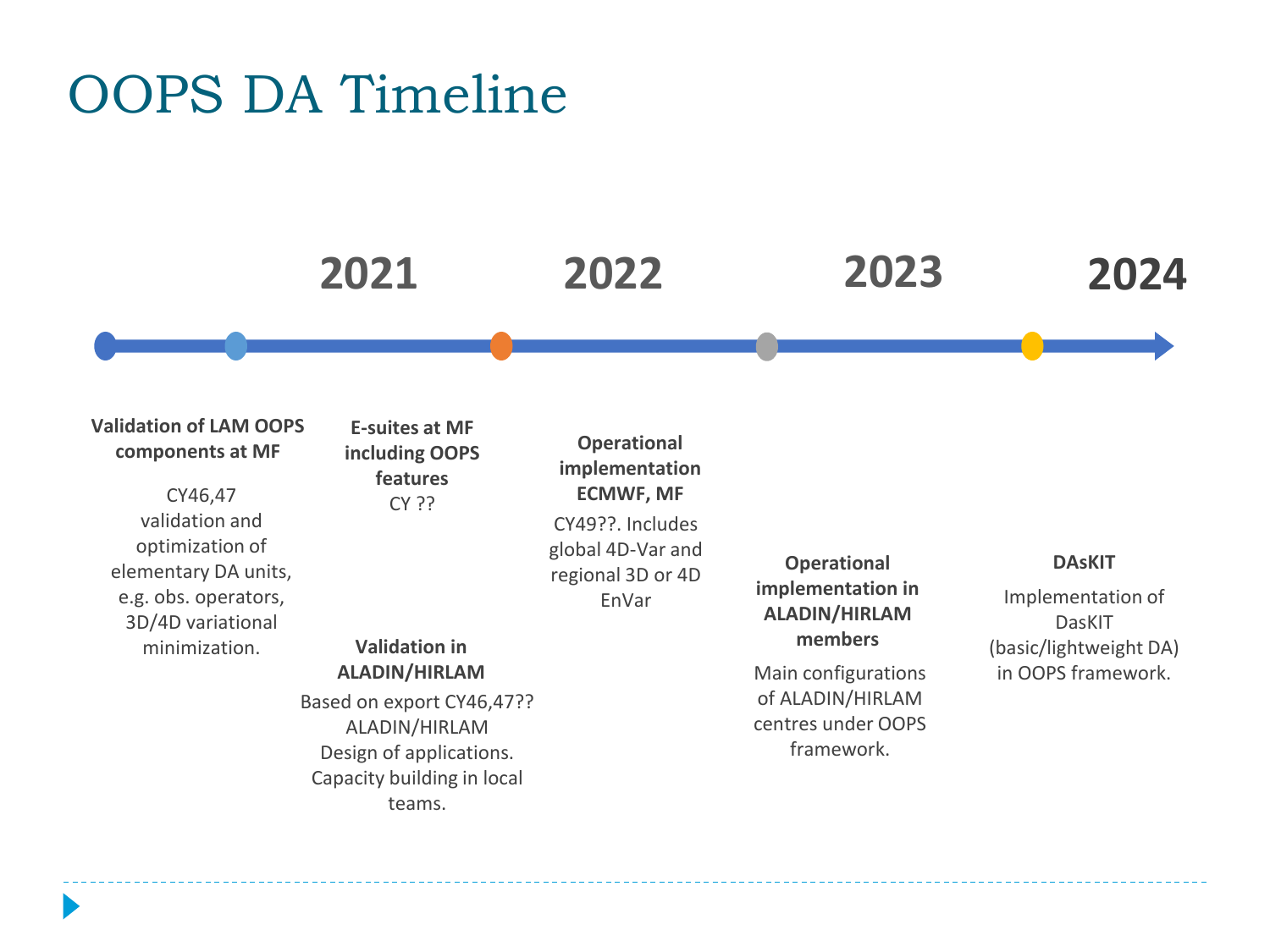# OOPS DA Timeline

**2021** — **2022** — **2023** — **2024**

**Validation of LAM OOPS components at MF**

CY46,47 validation and optimization of elementary DA units, e.g. obs. operators, 3D/4D variational minimization.

**E-suites at MF including OOPS features**

CY ??

**Validation in ALADIN/HIRLAM**

Based on export CY46,47?? ALADIN/HIRLAM

Design of applications.

Capacity building in local teams.

**Operational implementation ECMWF, MF**

CY49??. Includes global 4D-Var and regional 3D or 4D EnVar

**Operational implementation in ALADIN/HIRLAM members**

Main configurations of ALADIN/HIRLAM centres under OOPS framework.

**DAsKIT**

Implementation of DasKIT (basic/lightweight DA) in OOPS framework.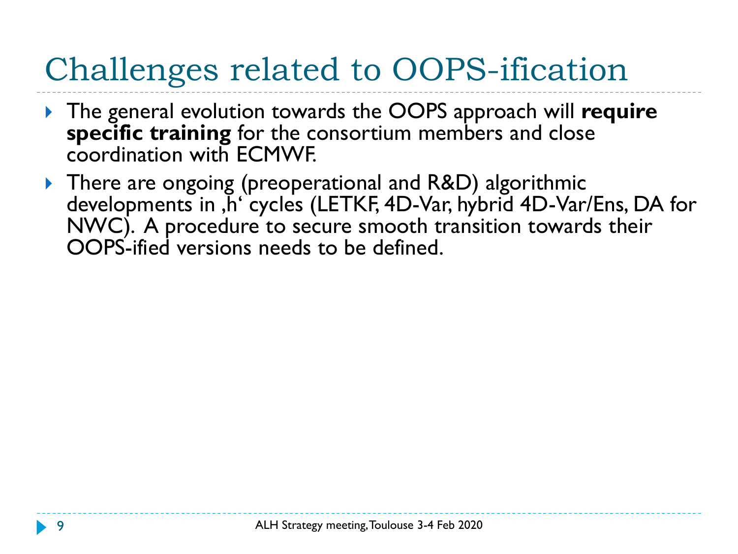# Challenges related to OOPS-ification

- The general evolution towards the OOPS approach will **require specific training** for the consortium members and close coordination with ECMWF.
- There are ongoing (preoperational and R&D) algorithmic developments in ‚h' cycles (LETKF, 4D-Var, hybrid 4D-Var/Ens, DA for NWC). A procedure to secure smooth transition towards their OOPS-ified versions needs to be defined.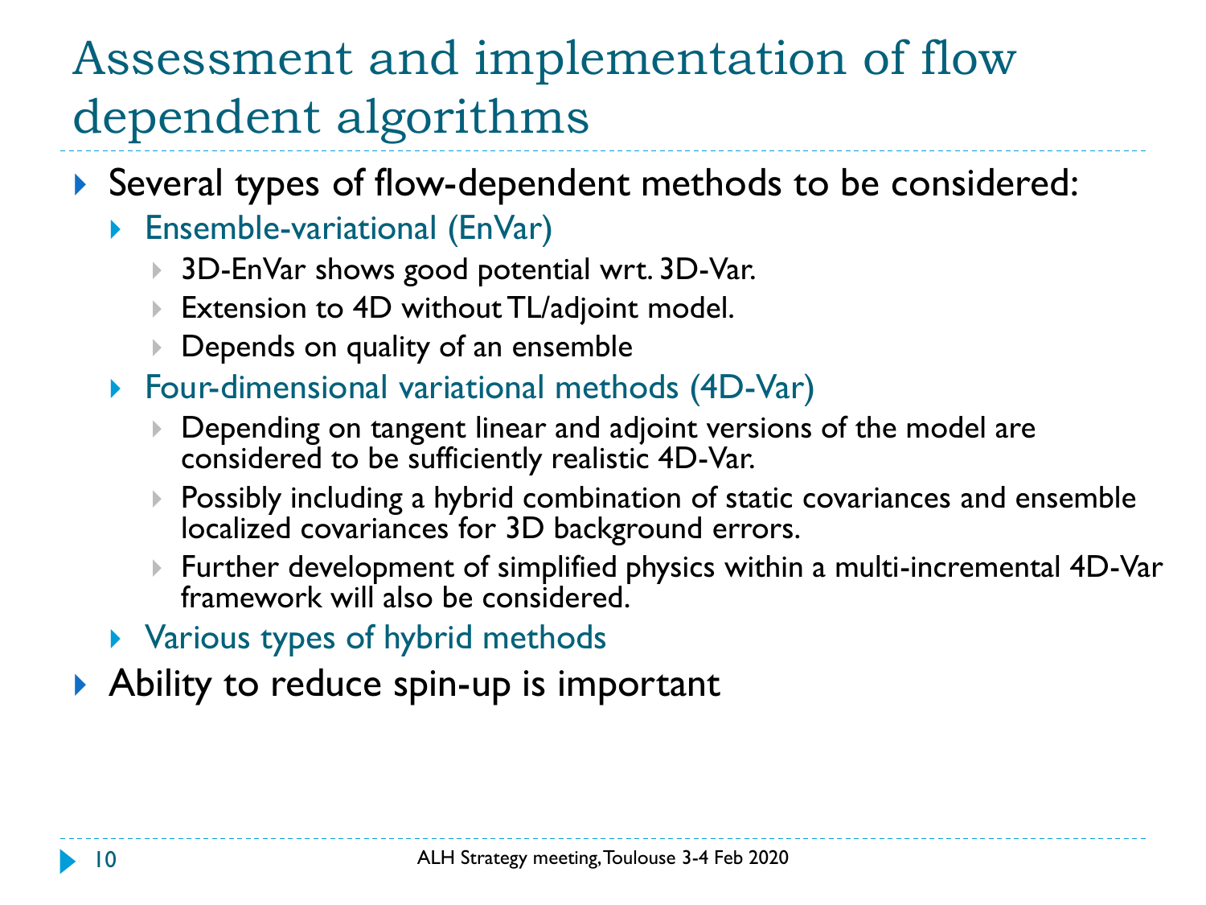# Assessment and implementation of flow dependent algorithms

- Several types of flow-dependent methods to be considered:
  - Ensemble-variational (EnVar)
    - 3D-EnVar shows good potential wrt. 3D-Var.
    - Extension to 4D without TL/adjoint model.
    - Depends on quality of an ensemble
  - Four-dimensional variational methods (4D-Var)
    - Depending on tangent linear and adjoint versions of the model are considered to be sufficiently realistic 4D-Var.
    - Possibly including a hybrid combination of static covariances and ensemble localized covariances for 3D background errors.
    - Further development of simplified physics within a multi-incremental 4D-Var framework will also be considered.
  - Various types of hybrid methods
- Ability to reduce spin-up is important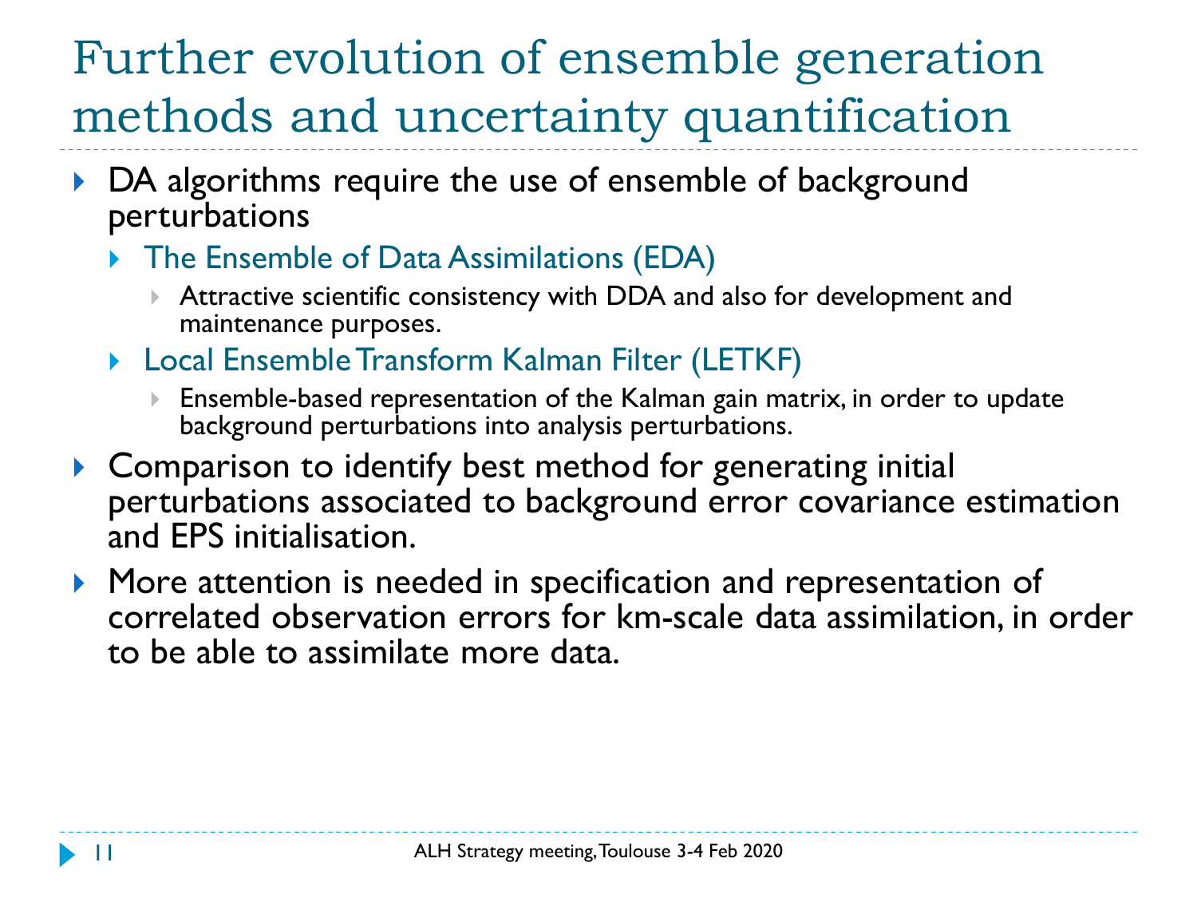# Further evolution of ensemble generation methods and uncertainty quantification

- DA algorithms require the use of ensemble of background perturbations
  - The Ensemble of Data Assimilations (EDA)
    - Attractive scientific consistency with DDA and also for development and maintenance purposes.
  - Local Ensemble Transform Kalman Filter (LETKF)
    - Ensemble-based representation of the Kalman gain matrix, in order to update background perturbations into analysis perturbations.
- Comparison to identify best method for generating initial perturbations associated to background error covariance estimation and EPS initialisation.
- More attention is needed in specification and representation of correlated observation errors for km-scale data assimilation, in order to be able to assimilate more data.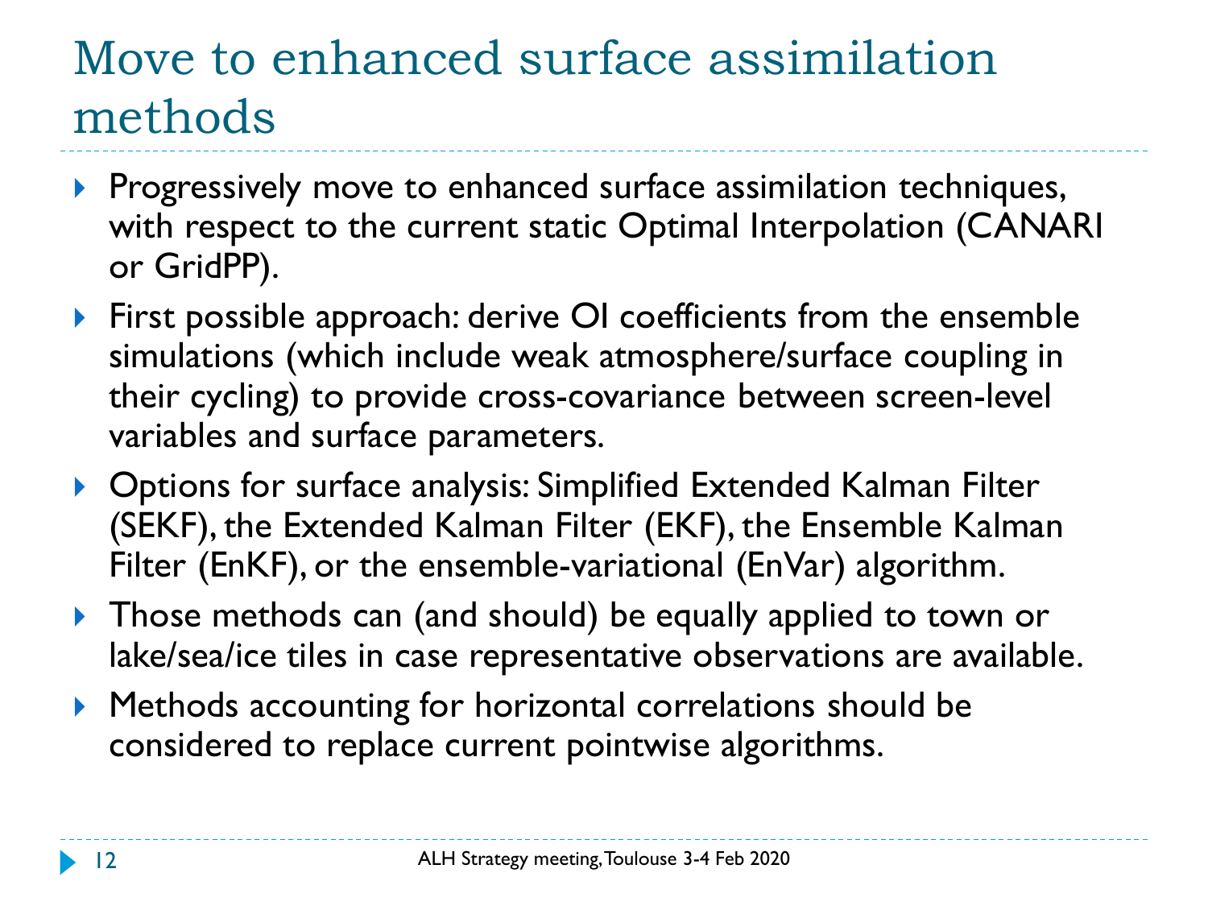# Move to enhanced surface assimilation methods

- Progressively move to enhanced surface assimilation techniques, with respect to the current static Optimal Interpolation (CANARI or GridPP).
- First possible approach: derive OI coefficients from the ensemble simulations (which include weak atmosphere/surface coupling in their cycling) to provide cross-covariance between screen-level variables and surface parameters.
- Options for surface analysis: Simplified Extended Kalman Filter (SEKF), the Extended Kalman Filter (EKF), the Ensemble Kalman Filter (EnKF), or the ensemble-variational (EnVar) algorithm.
- Those methods can (and should) be equally applied to town or lake/sea/ice tiles in case representative observations are available.
- Methods accounting for horizontal correlations should be considered to replace current pointwise algorithms.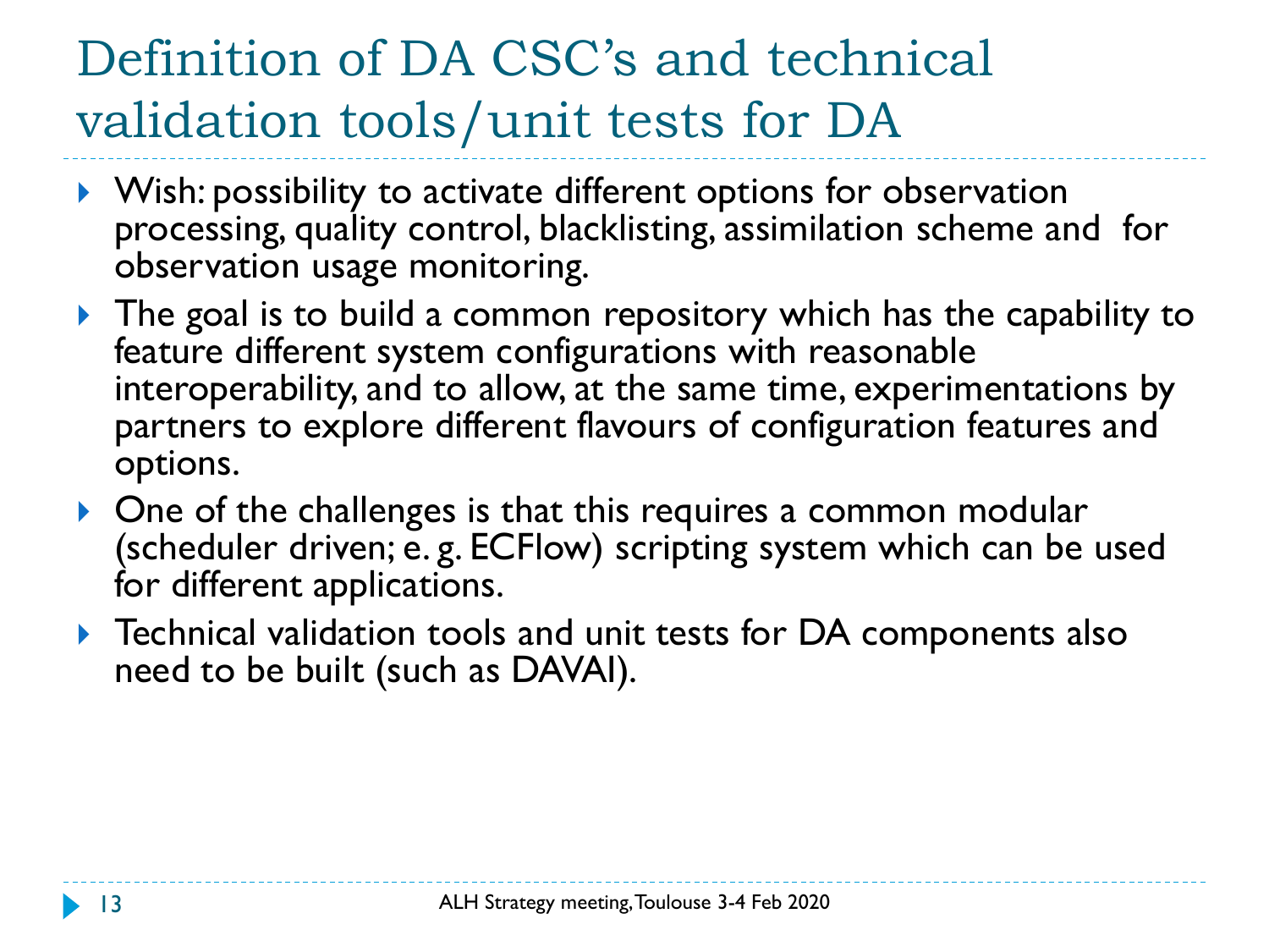# Definition of DA CSC's and technical validation tools/unit tests for DA

- Wish: possibility to activate different options for observation processing, quality control, blacklisting, assimilation scheme and for observation usage monitoring.
- The goal is to build a common repository which has the capability to feature different system configurations with reasonable interoperability, and to allow, at the same time, experimentations by partners to explore different flavours of configuration features and options.
- One of the challenges is that this requires a common modular (scheduler driven; e. g. ECFlow) scripting system which can be used for different applications.
- Technical validation tools and unit tests for DA components also need to be built (such as DAVAI).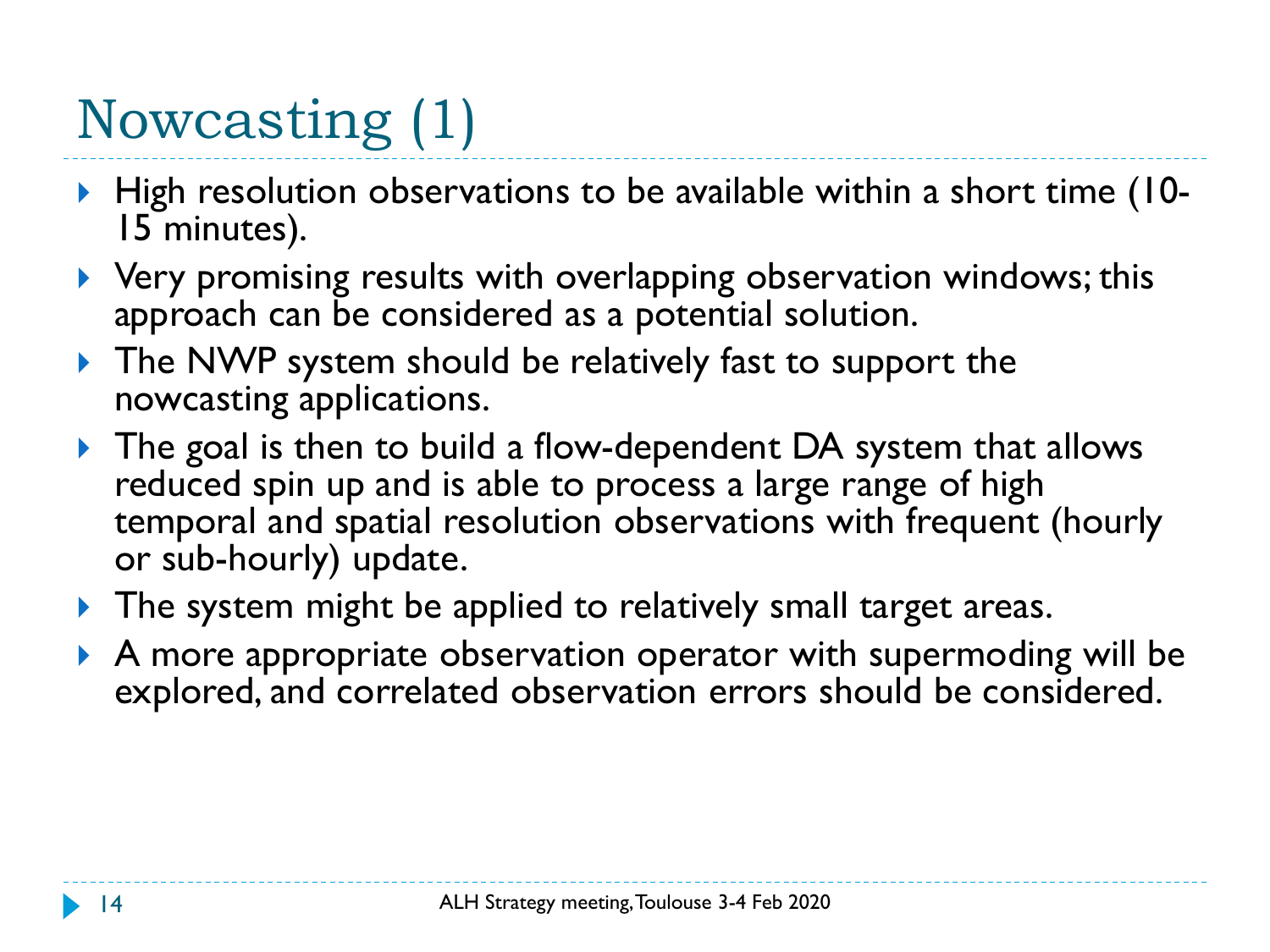# Nowcasting (1)

- High resolution observations to be available within a short time (10-15 minutes).
- Very promising results with overlapping observation windows; this approach can be considered as a potential solution.
- The NWP system should be relatively fast to support the nowcasting applications.
- The goal is then to build a flow-dependent DA system that allows reduced spin up and is able to process a large range of high temporal and spatial resolution observations with frequent (hourly or sub-hourly) update.
- The system might be applied to relatively small target areas.
- A more appropriate observation operator with supermoding will be explored, and correlated observation errors should be considered.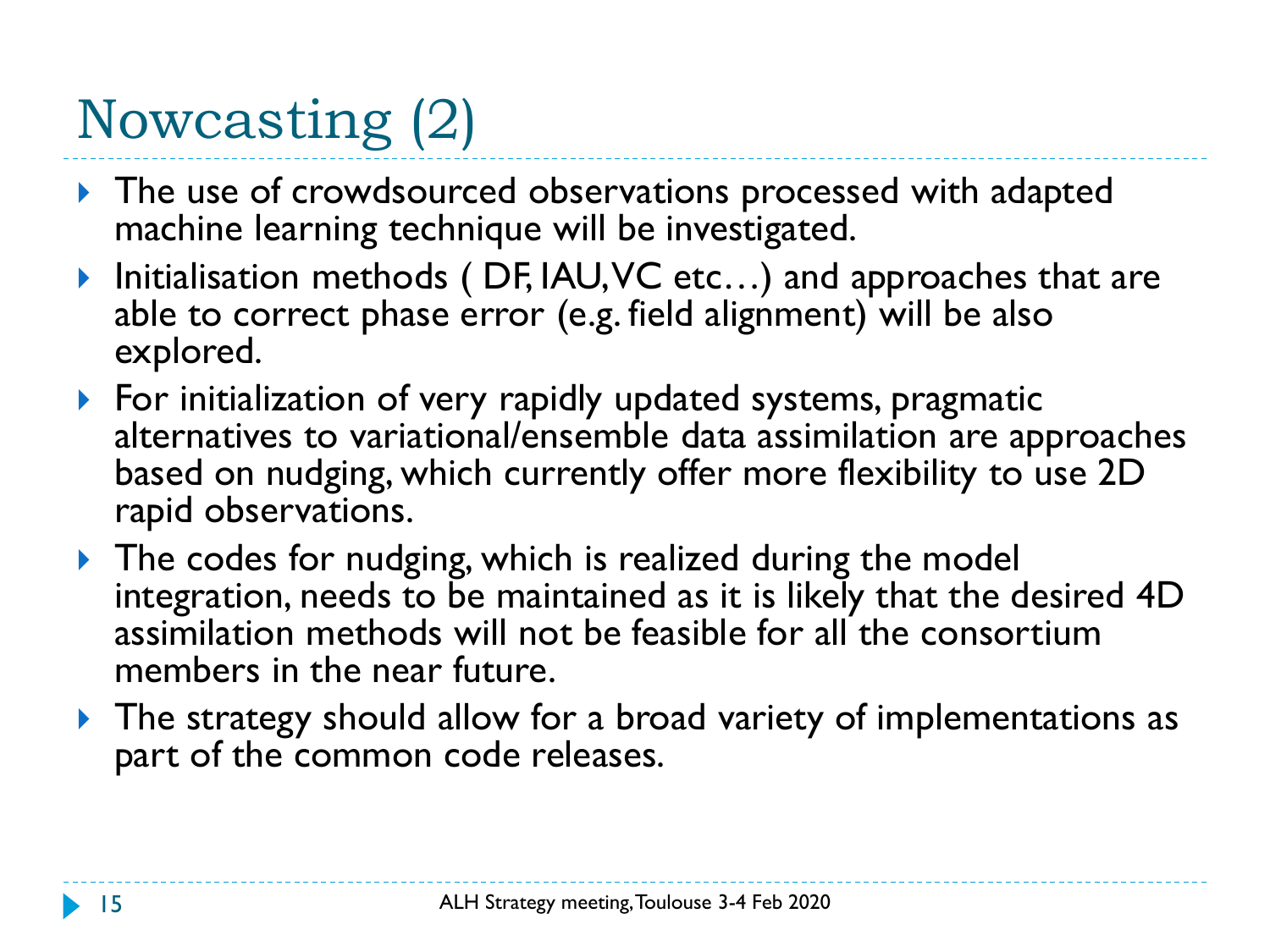# Nowcasting (2)

- The use of crowdsourced observations processed with adapted machine learning technique will be investigated.
- Initialisation methods ( DF, IAU, VC etc…) and approaches that are able to correct phase error (e.g. field alignment) will be also explored.
- For initialization of very rapidly updated systems, pragmatic alternatives to variational/ensemble data assimilation are approaches based on nudging, which currently offer more flexibility to use 2D rapid observations.
- The codes for nudging, which is realized during the model integration, needs to be maintained as it is likely that the desired 4D assimilation methods will not be feasible for all the consortium members in the near future.
- The strategy should allow for a broad variety of implementations as part of the common code releases.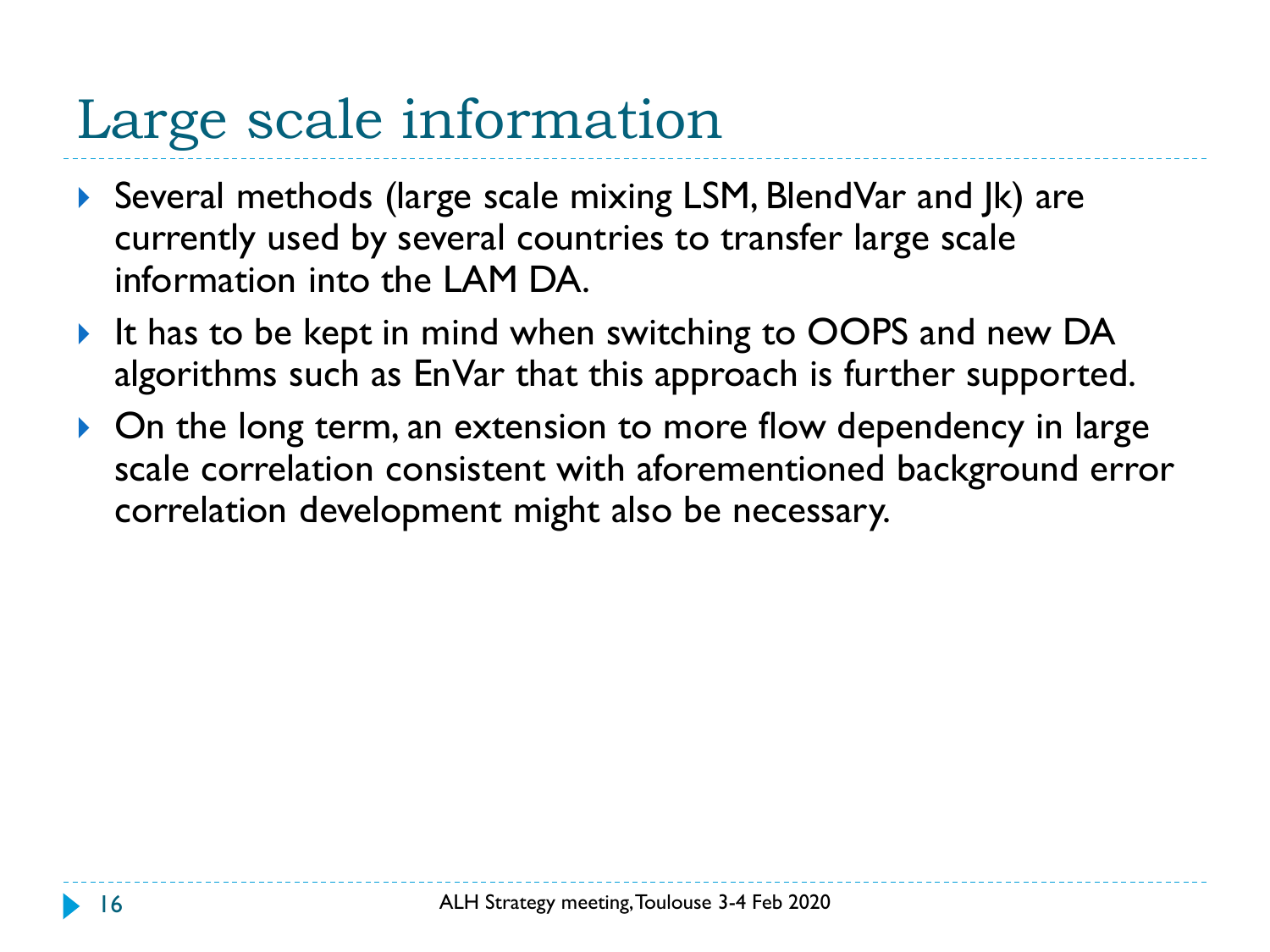# Large scale information

- Several methods (large scale mixing LSM, BlendVar and Jk) are currently used by several countries to transfer large scale information into the LAM DA.
- It has to be kept in mind when switching to OOPS and new DA algorithms such as EnVar that this approach is further supported.
- On the long term, an extension to more flow dependency in large scale correlation consistent with aforementioned background error correlation development might also be necessary.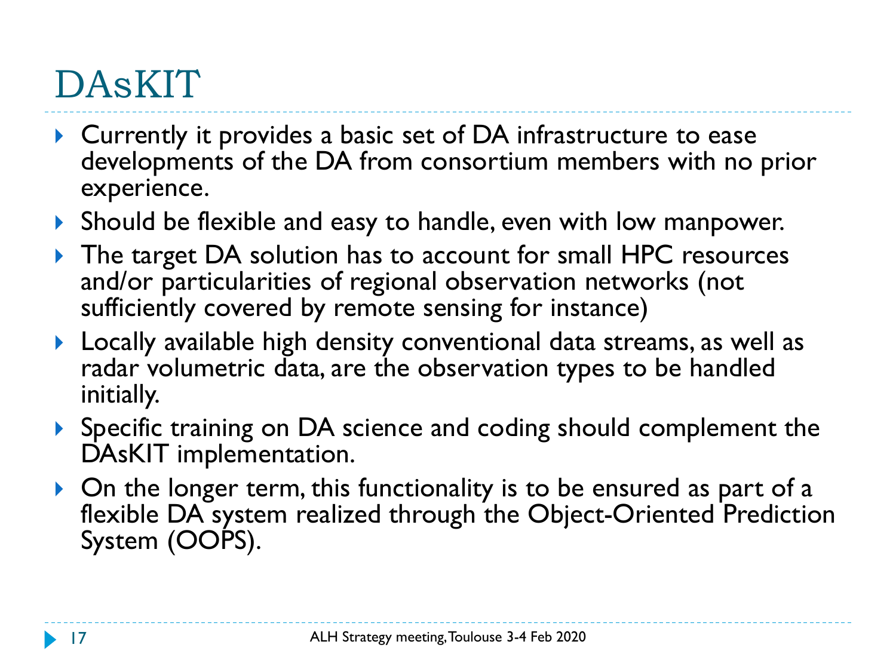# DAsKIT

- Currently it provides a basic set of DA infrastructure to ease developments of the DA from consortium members with no prior experience.
- Should be flexible and easy to handle, even with low manpower.
- The target DA solution has to account for small HPC resources and/or particularities of regional observation networks (not sufficiently covered by remote sensing for instance)
- Locally available high density conventional data streams, as well as radar volumetric data, are the observation types to be handled initially.
- Specific training on DA science and coding should complement the DAsKIT implementation.
- On the longer term, this functionality is to be ensured as part of a flexible DA system realized through the Object-Oriented Prediction System (OOPS).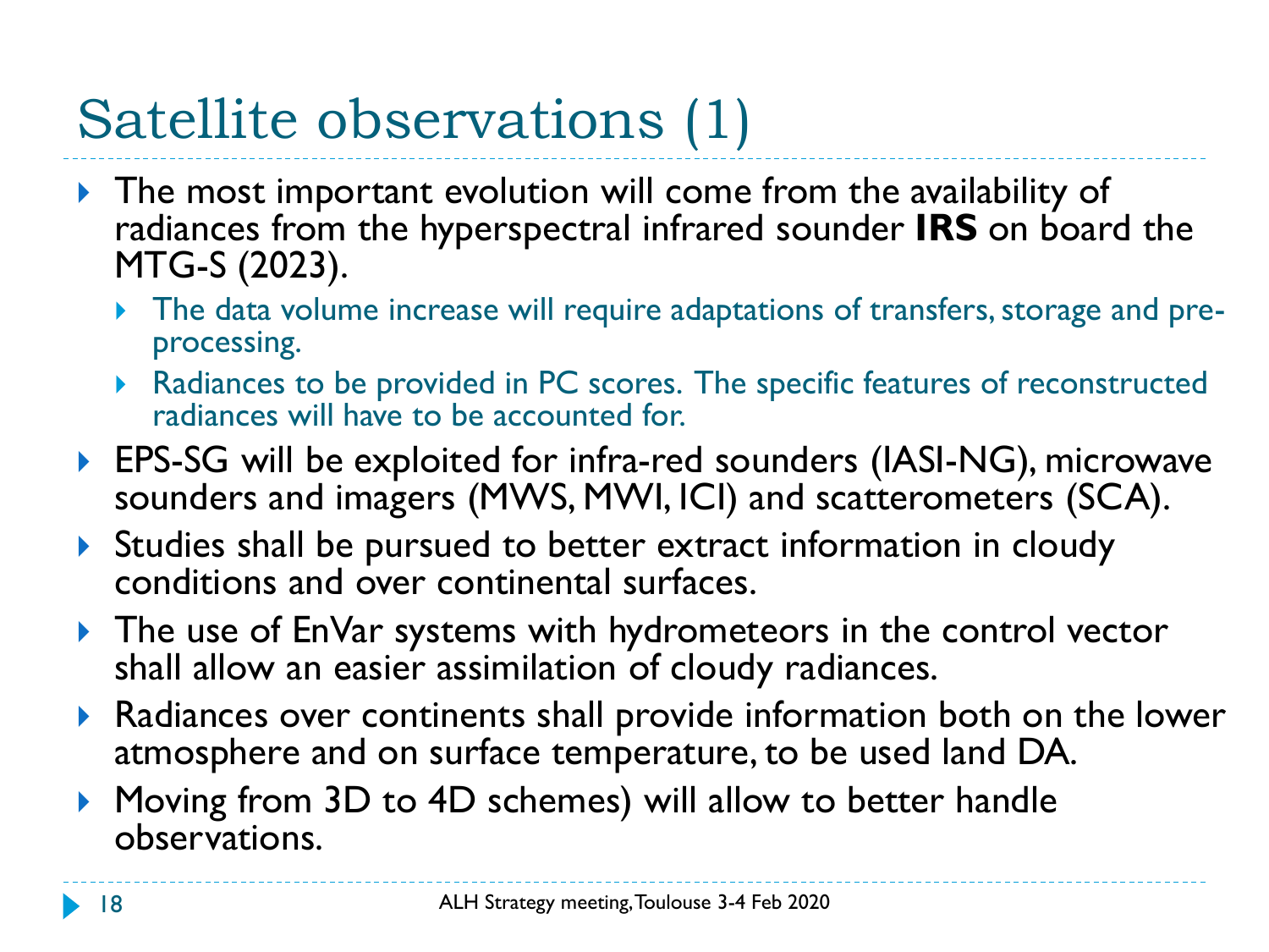# Satellite observations (1)

- The most important evolution will come from the availability of radiances from the hyperspectral infrared sounder **IRS** on board the MTG-S (2023).
  - The data volume increase will require adaptations of transfers, storage and pre-processing.
  - Radiances to be provided in PC scores. The specific features of reconstructed radiances will have to be accounted for.
- EPS-SG will be exploited for infra-red sounders (IASI-NG), microwave sounders and imagers (MWS, MWI, ICI) and scatterometers (SCA).
- Studies shall be pursued to better extract information in cloudy conditions and over continental surfaces.
- The use of EnVar systems with hydrometeors in the control vector shall allow an easier assimilation of cloudy radiances.
- Radiances over continents shall provide information both on the lower atmosphere and on surface temperature, to be used land DA.
- Moving from 3D to 4D schemes) will allow to better handle observations.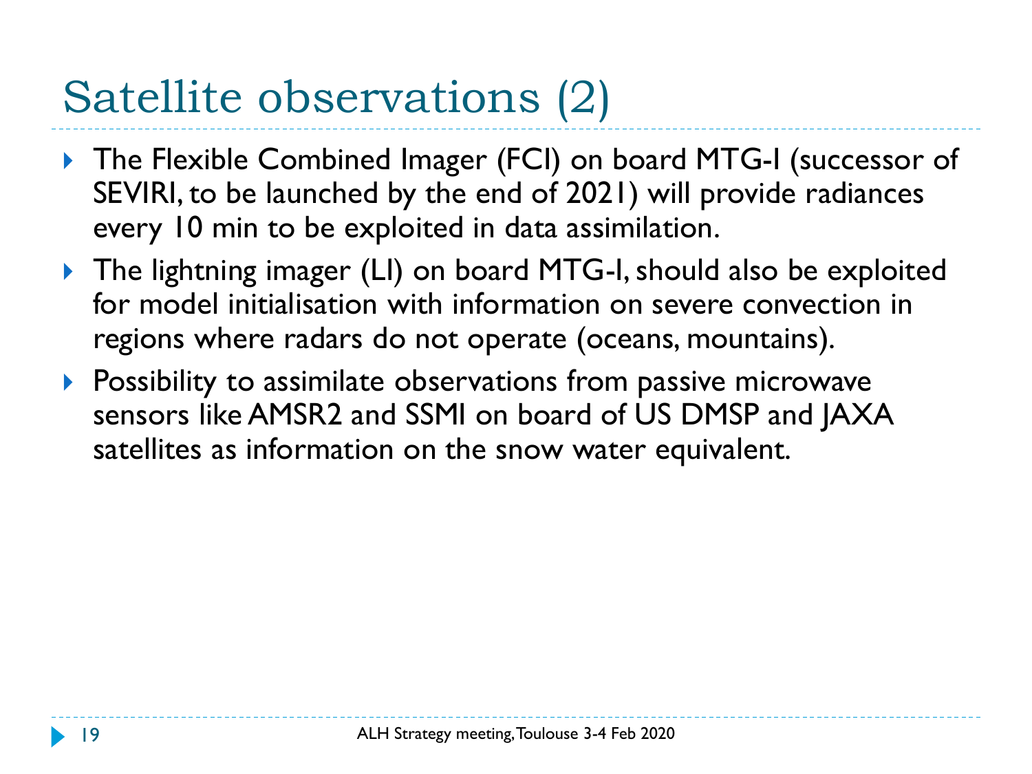# Satellite observations (2)

- The Flexible Combined Imager (FCI) on board MTG-I (successor of SEVIRI, to be launched by the end of 2021) will provide radiances every 10 min to be exploited in data assimilation.
- The lightning imager (LI) on board MTG-I, should also be exploited for model initialisation with information on severe convection in regions where radars do not operate (oceans, mountains).
- Possibility to assimilate observations from passive microwave sensors like AMSR2 and SSMI on board of US DMSP and JAXA satellites as information on the snow water equivalent.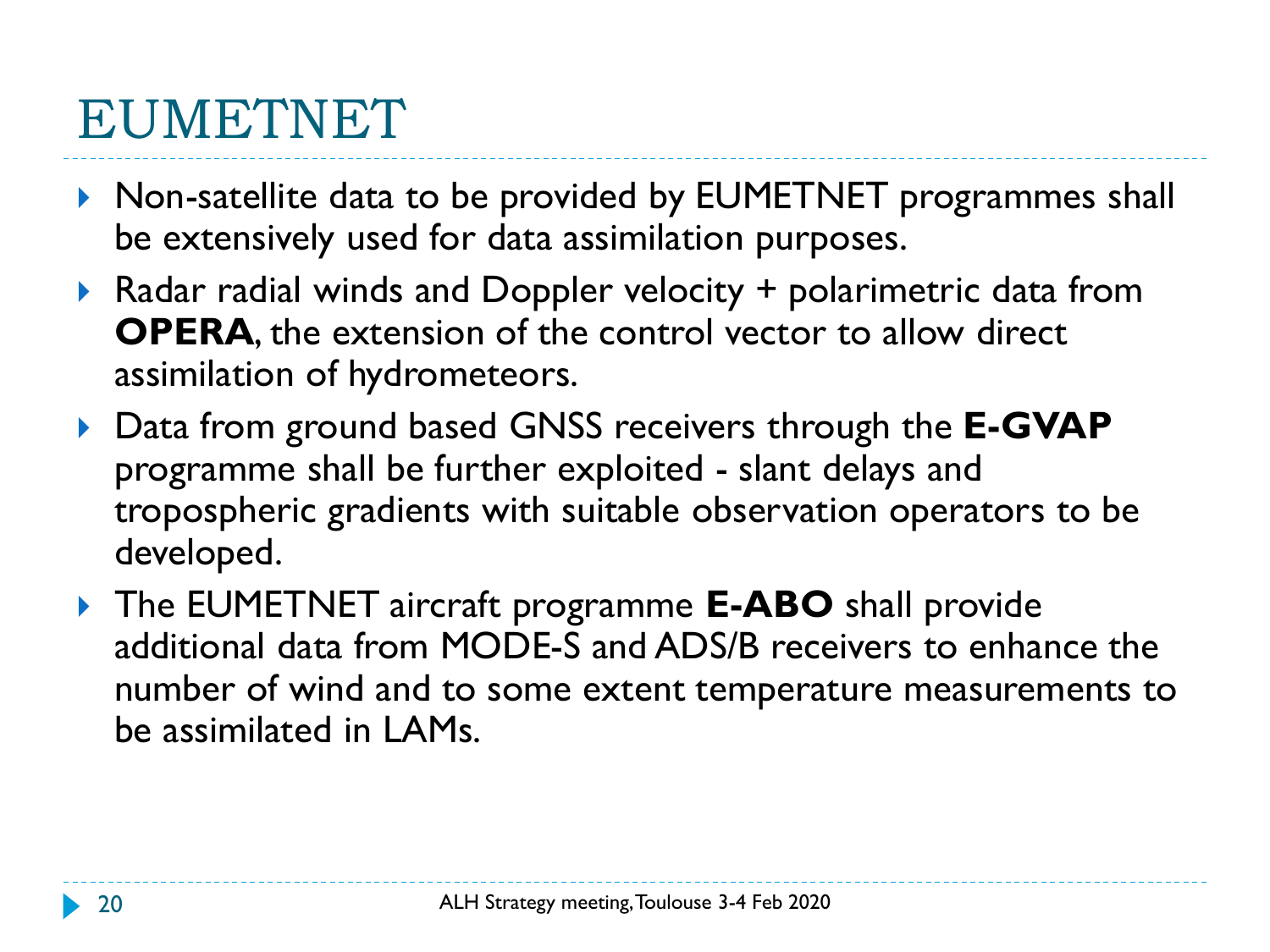# EUMETNET

- Non-satellite data to be provided by EUMETNET programmes shall be extensively used for data assimilation purposes.
- Radar radial winds and Doppler velocity + polarimetric data from **OPERA**, the extension of the control vector to allow direct assimilation of hydrometeors.
- Data from ground based GNSS receivers through the **E-GVAP** programme shall be further exploited - slant delays and tropospheric gradients with suitable observation operators to be developed.
- The EUMETNET aircraft programme **E-ABO** shall provide additional data from MODE-S and ADS/B receivers to enhance the number of wind and to some extent temperature measurements to be assimilated in LAMs.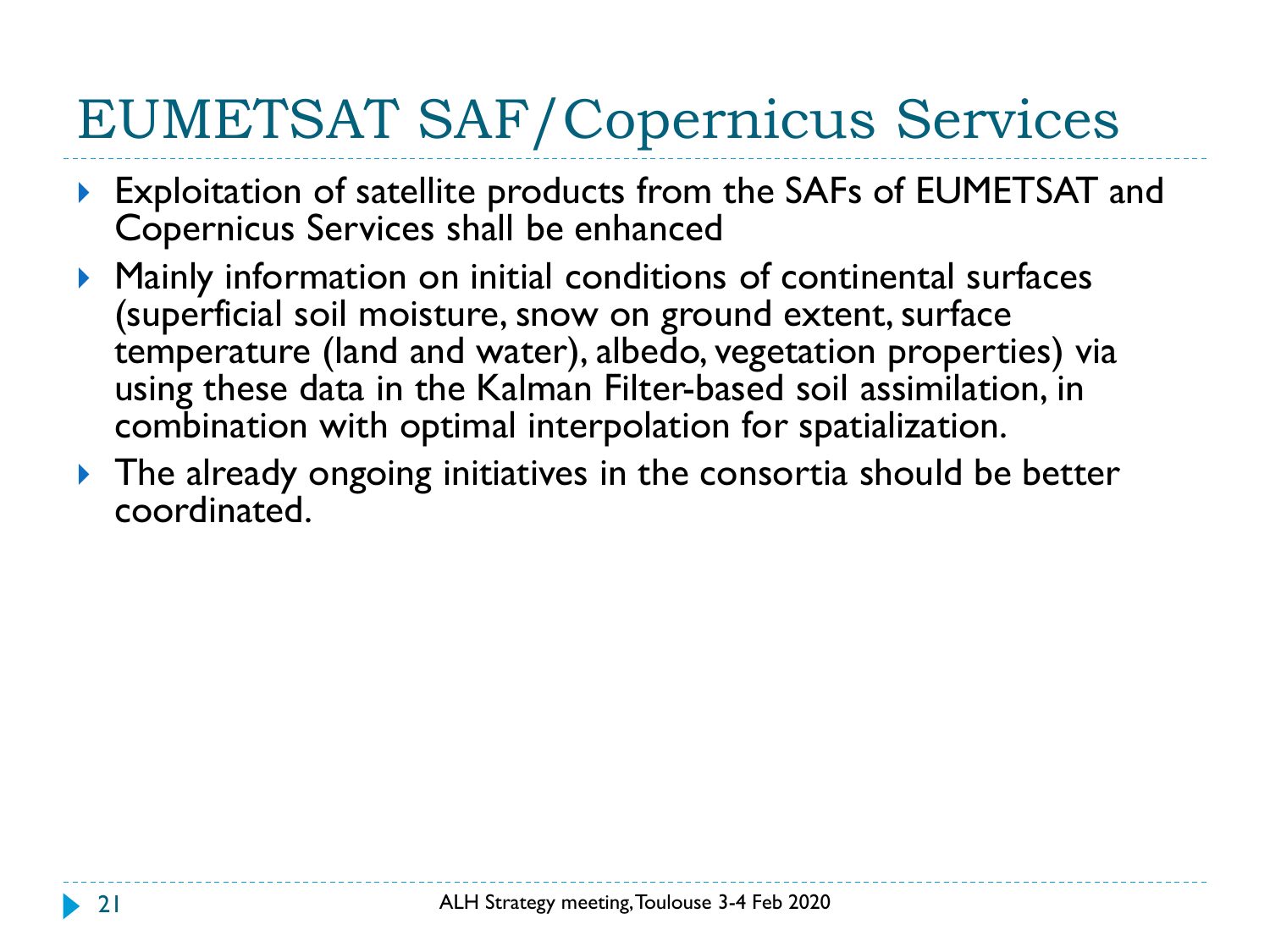# EUMETSAT SAF/Copernicus Services

- Exploitation of satellite products from the SAFs of EUMETSAT and Copernicus Services shall be enhanced
- Mainly information on initial conditions of continental surfaces (superficial soil moisture, snow on ground extent, surface temperature (land and water), albedo, vegetation properties) via using these data in the Kalman Filter-based soil assimilation, in combination with optimal interpolation for spatialization.
- The already ongoing initiatives in the consortia should be better coordinated.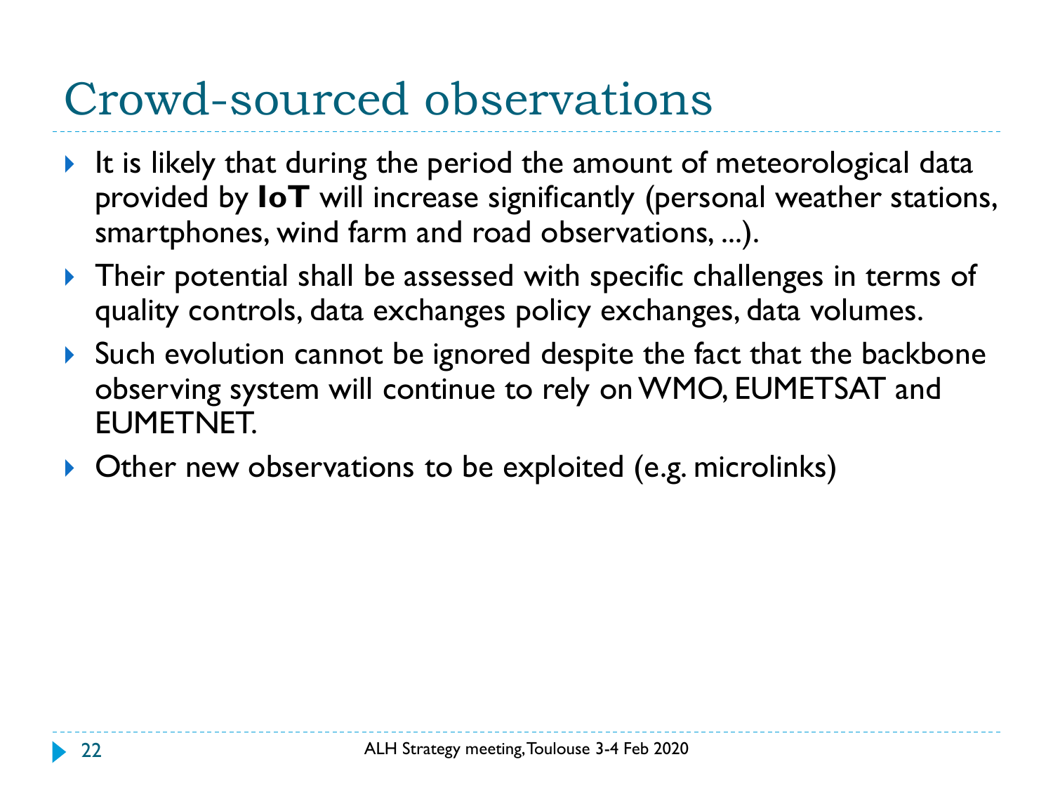# Crowd-sourced observations

- It is likely that during the period the amount of meteorological data provided by **IoT** will increase significantly (personal weather stations, smartphones, wind farm and road observations, ...).
- Their potential shall be assessed with specific challenges in terms of quality controls, data exchanges policy exchanges, data volumes.
- Such evolution cannot be ignored despite the fact that the backbone observing system will continue to rely on WMO, EUMETSAT and EUMETNET.
- Other new observations to be exploited (e.g. microlinks)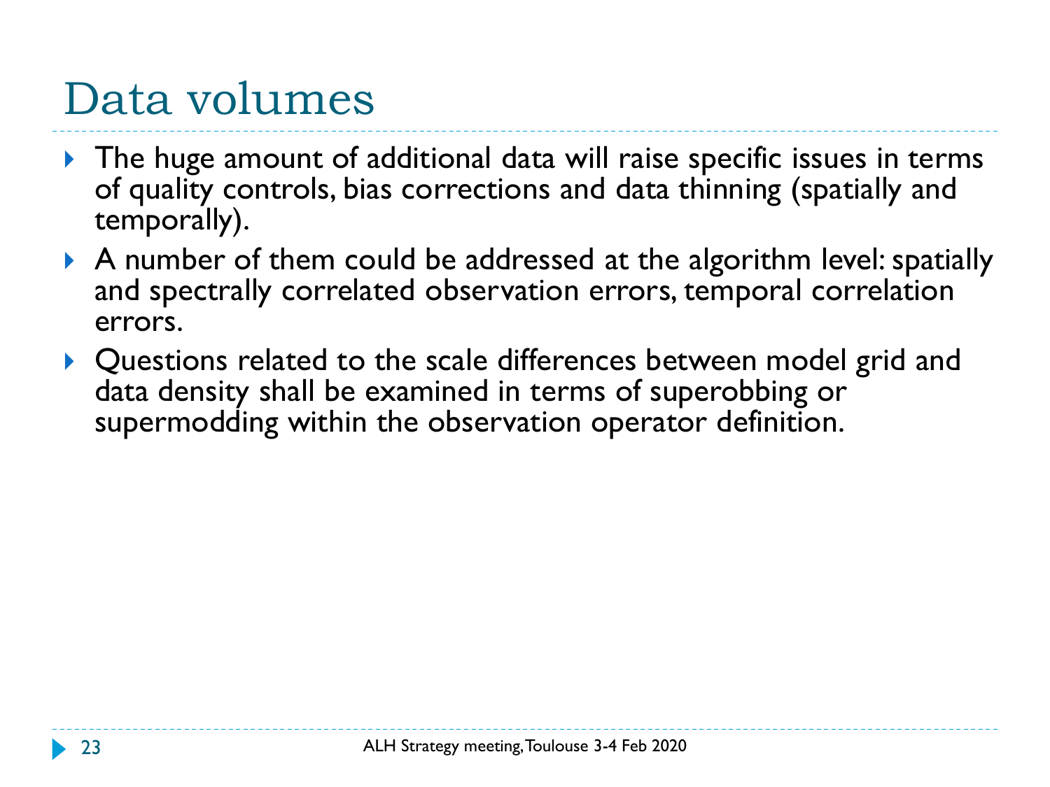# Data volumes

- The huge amount of additional data will raise specific issues in terms of quality controls, bias corrections and data thinning (spatially and temporally).
- A number of them could be addressed at the algorithm level: spatially and spectrally correlated observation errors, temporal correlation errors.
- Questions related to the scale differences between model grid and data density shall be examined in terms of superobbing or supermodding within the observation operator definition.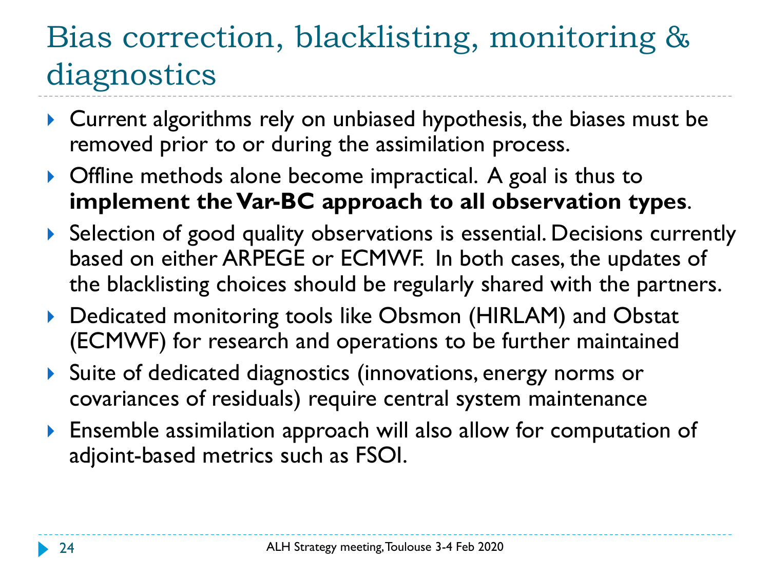# Bias correction, blacklisting, monitoring & diagnostics

- Current algorithms rely on unbiased hypothesis, the biases must be removed prior to or during the assimilation process.
- Offline methods alone become impractical. A goal is thus to **implement the Var-BC approach to all observation types**.
- Selection of good quality observations is essential. Decisions currently based on either ARPEGE or ECMWF. In both cases, the updates of the blacklisting choices should be regularly shared with the partners.
- Dedicated monitoring tools like Obsmon (HIRLAM) and Obstat (ECMWF) for research and operations to be further maintained
- Suite of dedicated diagnostics (innovations, energy norms or covariances of residuals) require central system maintenance
- Ensemble assimilation approach will also allow for computation of adjoint-based metrics such as FSOI.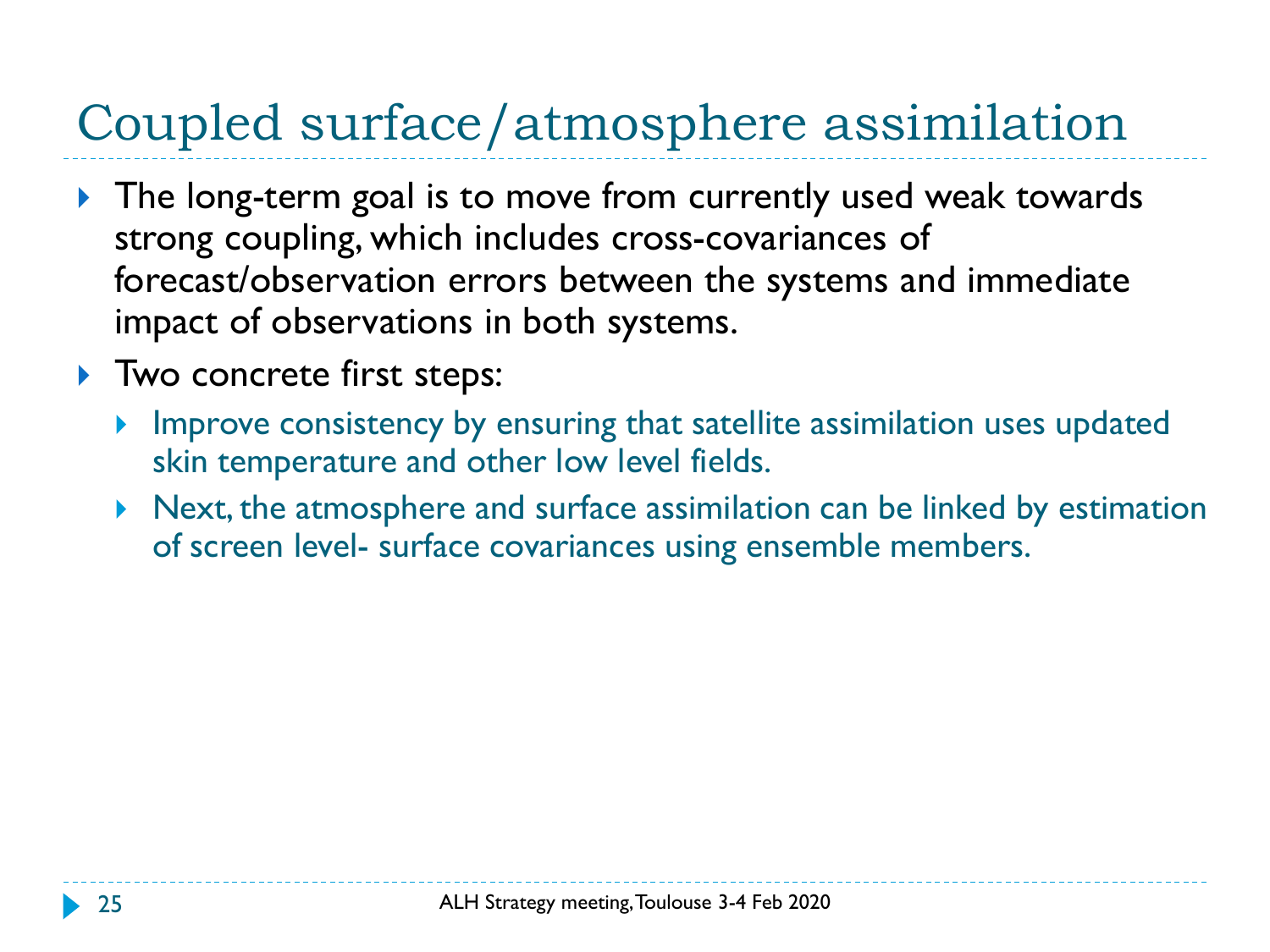# Coupled surface/atmosphere assimilation

- The long-term goal is to move from currently used weak towards strong coupling, which includes cross-covariances of forecast/observation errors between the systems and immediate impact of observations in both systems.
- Two concrete first steps:
  - Improve consistency by ensuring that satellite assimilation uses updated skin temperature and other low level fields.
  - Next, the atmosphere and surface assimilation can be linked by estimation of screen level- surface covariances using ensemble members.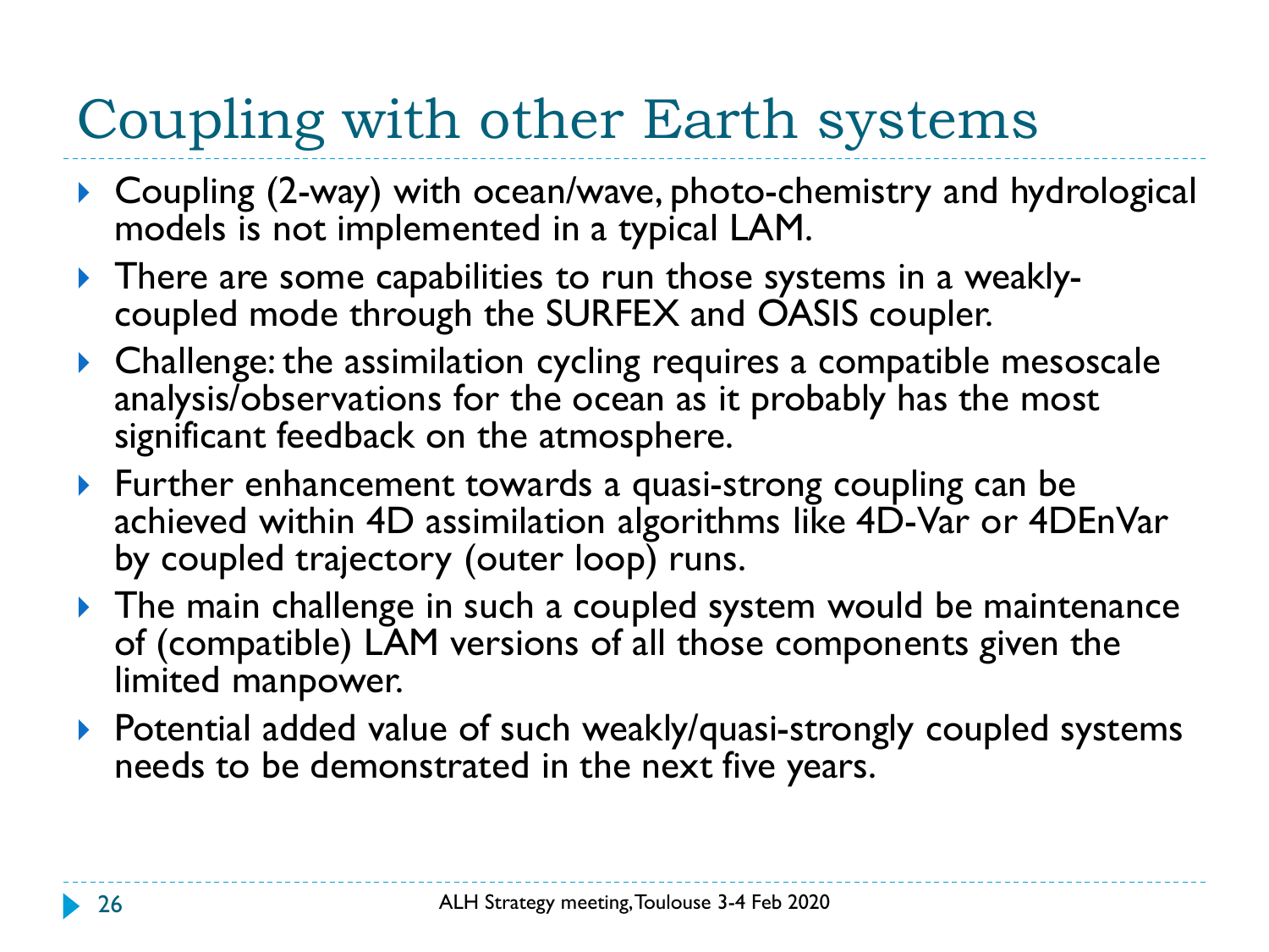# Coupling with other Earth systems

- Coupling (2-way) with ocean/wave, photo-chemistry and hydrological models is not implemented in a typical LAM.
- There are some capabilities to run those systems in a weakly-coupled mode through the SURFEX and OASIS coupler.
- Challenge: the assimilation cycling requires a compatible mesoscale analysis/observations for the ocean as it probably has the most significant feedback on the atmosphere.
- Further enhancement towards a quasi-strong coupling can be achieved within 4D assimilation algorithms like 4D-Var or 4DEnVar by coupled trajectory (outer loop) runs.
- The main challenge in such a coupled system would be maintenance of (compatible) LAM versions of all those components given the limited manpower.
- Potential added value of such weakly/quasi-strongly coupled systems needs to be demonstrated in the next five years.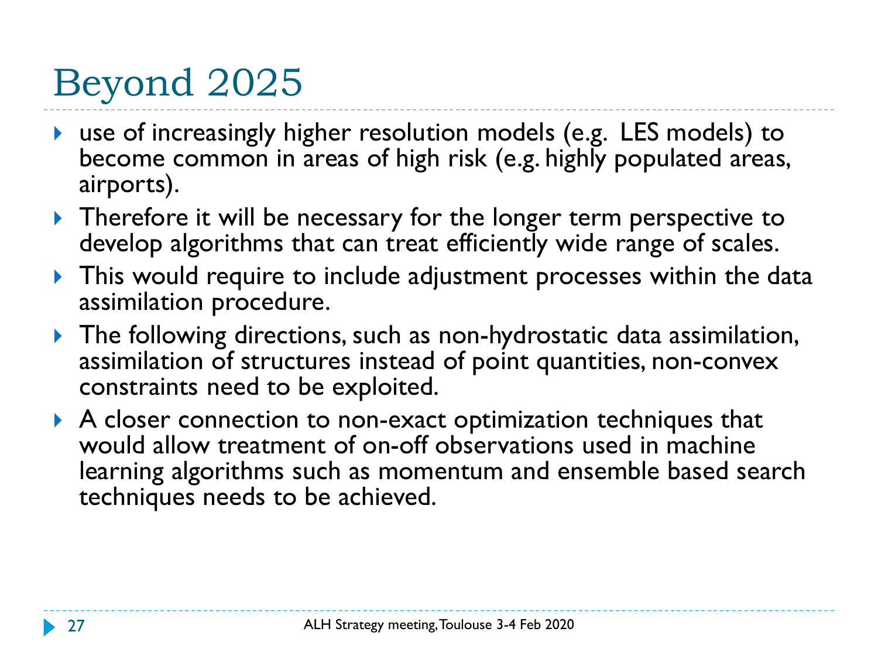# Beyond 2025

- use of increasingly higher resolution models (e.g. LES models) to become common in areas of high risk (e.g. highly populated areas, airports).
- Therefore it will be necessary for the longer term perspective to develop algorithms that can treat efficiently wide range of scales.
- This would require to include adjustment processes within the data assimilation procedure.
- The following directions, such as non-hydrostatic data assimilation, assimilation of structures instead of point quantities, non-convex constraints need to be exploited.
- A closer connection to non-exact optimization techniques that would allow treatment of on-off observations used in machine learning algorithms such as momentum and ensemble based search techniques needs to be achieved.